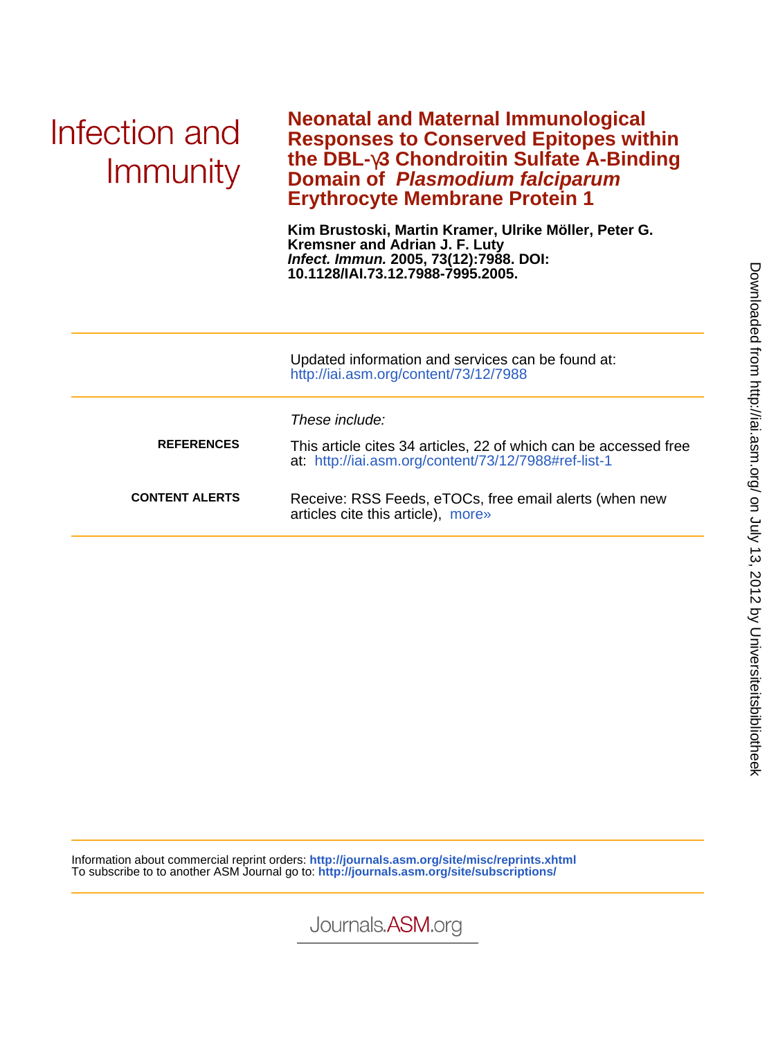Infection and Immunity

# Neonatal and Maternal Immunological Responses to Conserved Epitopes within the DBL-γ3 Chondroitin Sulfate A-Binding Domain of *Plasmodium falciparum* Erythrocyte Membrane Protein 1

**Kim Brustoski, Martin Kramer, Ulrike Möller, Peter G. Kremsner and Adrian J. F. Luty**
***Infect. Immun.* 2005, 73(12):7988. DOI: 10.1128/IAI.73.12.7988-7995.2005.**

Updated information and services can be found at:
http://iai.asm.org/content/73/12/7988

*These include:*

**REFERENCES**

This article cites 34 articles, 22 of which can be accessed free at: http://iai.asm.org/content/73/12/7988#ref-list-1

**CONTENT ALERTS**

Receive: RSS Feeds, eTOCs, free email alerts (when new articles cite this article), more»

Information about commercial reprint orders: **http://journals.asm.org/site/misc/reprints.xhtml**
To subscribe to to another ASM Journal go to: **http://journals.asm.org/site/subscriptions/**

Journals.ASM.org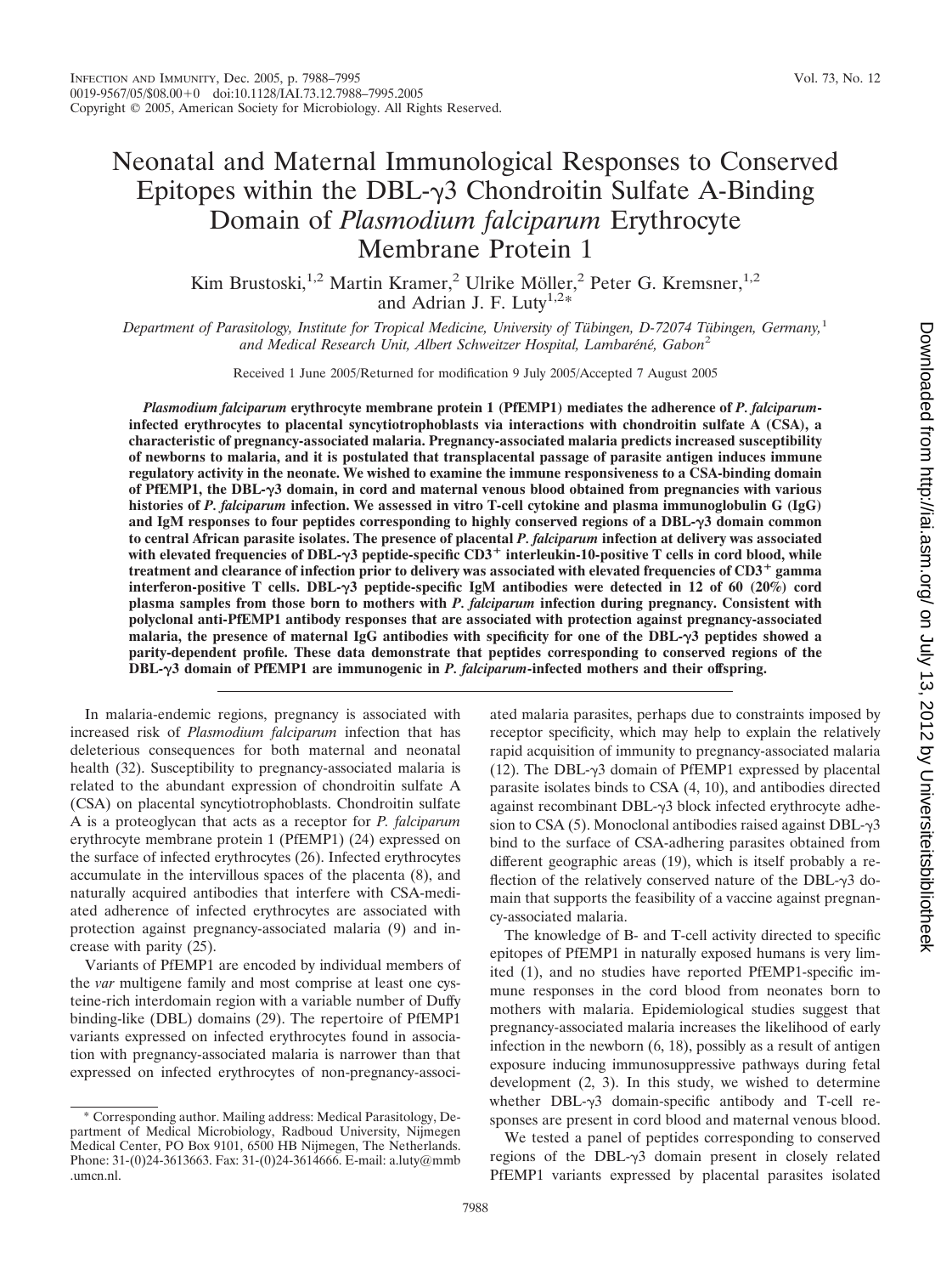# Neonatal and Maternal Immunological Responses to Conserved Epitopes within the DBL-γ3 Chondroitin Sulfate A-Binding Domain of *Plasmodium falciparum* Erythrocyte Membrane Protein 1

Kim Brustoski,[1,2] Martin Kramer,[2] Ulrike Möller,[2] Peter G. Kremsner,[1,2] and Adrian J. F. Luty[1,2]*

*Department of Parasitology, Institute for Tropical Medicine, University of Tübingen, D-72074 Tübingen, Germany,*[1] *and Medical Research Unit, Albert Schweitzer Hospital, Lambaréné, Gabon*[2]

Received 1 June 2005/Returned for modification 9 July 2005/Accepted 7 August 2005

***Plasmodium falciparum*** **erythrocyte membrane protein 1 (PfEMP1) mediates the adherence of *P. falciparum*-infected erythrocytes to placental syncytiotrophoblasts via interactions with chondroitin sulfate A (CSA), a characteristic of pregnancy-associated malaria. Pregnancy-associated malaria predicts increased susceptibility of newborns to malaria, and it is postulated that transplacental passage of parasite antigen induces immune regulatory activity in the neonate. We wished to examine the immune responsiveness to a CSA-binding domain of PfEMP1, the DBL-γ3 domain, in cord and maternal venous blood obtained from pregnancies with various histories of *P. falciparum* infection. We assessed in vitro T-cell cytokine and plasma immunoglobulin G (IgG) and IgM responses to four peptides corresponding to highly conserved regions of a DBL-γ3 domain common to central African parasite isolates. The presence of placental *P. falciparum* infection at delivery was associated with elevated frequencies of DBL-γ3 peptide-specific $CD3^+$ interleukin-10-positive T cells in cord blood, while treatment and clearance of infection prior to delivery was associated with elevated frequencies of $CD3^+$ gamma interferon-positive T cells. DBL-γ3 peptide-specific IgM antibodies were detected in 12 of 60 (20%) cord plasma samples from those born to mothers with *P. falciparum* infection during pregnancy. Consistent with polyclonal anti-PfEMP1 antibody responses that are associated with protection against pregnancy-associated malaria, the presence of maternal IgG antibodies with specificity for one of the DBL-γ3 peptides showed a parity-dependent profile. These data demonstrate that peptides corresponding to conserved regions of the DBL-γ3 domain of PfEMP1 are immunogenic in *P. falciparum*-infected mothers and their offspring.**

In malaria-endemic regions, pregnancy is associated with increased risk of *Plasmodium falciparum* infection that has deleterious consequences for both maternal and neonatal health (32). Susceptibility to pregnancy-associated malaria is related to the abundant expression of chondroitin sulfate A (CSA) on placental syncytiotrophoblasts. Chondroitin sulfate A is a proteoglycan that acts as a receptor for *P. falciparum* erythrocyte membrane protein 1 (PfEMP1) (24) expressed on the surface of infected erythrocytes (26). Infected erythrocytes accumulate in the intervillous spaces of the placenta (8), and naturally acquired antibodies that interfere with CSA-mediated adherence of infected erythrocytes are associated with protection against pregnancy-associated malaria (9) and increase with parity (25).

Variants of PfEMP1 are encoded by individual members of the *var* multigene family and most comprise at least one cysteine-rich interdomain region with a variable number of Duffy binding-like (DBL) domains (29). The repertoire of PfEMP1 variants expressed on infected erythrocytes found in association with pregnancy-associated malaria is narrower than that expressed on infected erythrocytes of non-pregnancy-associated malaria parasites, perhaps due to constraints imposed by receptor specificity, which may help to explain the relatively rapid acquisition of immunity to pregnancy-associated malaria (12). The DBL-γ3 domain of PfEMP1 expressed by placental parasite isolates binds to CSA (4, 10), and antibodies directed against recombinant DBL-γ3 block infected erythrocyte adhesion to CSA (5). Monoclonal antibodies raised against DBL-γ3 bind to the surface of CSA-adhering parasites obtained from different geographic areas (19), which is itself probably a reflection of the relatively conserved nature of the DBL-γ3 domain that supports the feasibility of a vaccine against pregnancy-associated malaria.

The knowledge of B- and T-cell activity directed to specific epitopes of PfEMP1 in naturally exposed humans is very limited (1), and no studies have reported PfEMP1-specific immune responses in the cord blood from neonates born to mothers with malaria. Epidemiological studies suggest that pregnancy-associated malaria increases the likelihood of early infection in the newborn (6, 18), possibly as a result of antigen exposure inducing immunosuppressive pathways during fetal development (2, 3). In this study, we wished to determine whether DBL-γ3 domain-specific antibody and T-cell responses are present in cord blood and maternal venous blood.

We tested a panel of peptides corresponding to conserved regions of the DBL-γ3 domain present in closely related PfEMP1 variants expressed by placental parasites isolated

\* Corresponding author. Mailing address: Medical Parasitology, Department of Medical Microbiology, Radboud University, Nijmegen Medical Center, PO Box 9101, 6500 HB Nijmegen, The Netherlands. Phone: 31-(0)24-3613663. Fax: 31-(0)24-3614666. E-mail: a.luty@mmb.umcn.nl.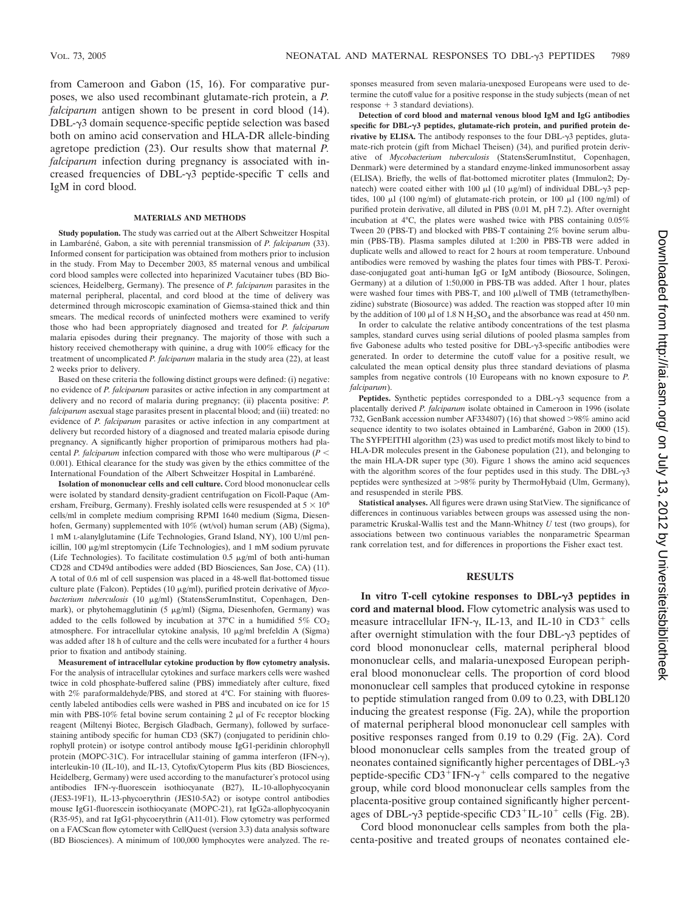from Cameroon and Gabon (15, 16). For comparative purposes, we also used recombinant glutamate-rich protein, a *P. falciparum* antigen shown to be present in cord blood (14). DBL-γ3 domain sequence-specific peptide selection was based both on amino acid conservation and HLA-DR allele-binding agretope prediction (23). Our results show that maternal *P. falciparum* infection during pregnancy is associated with increased frequencies of DBL-γ3 peptide-specific T cells and IgM in cord blood.

## MATERIALS AND METHODS

**Study population.** The study was carried out at the Albert Schweitzer Hospital in Lambaréné, Gabon, a site with perennial transmission of *P. falciparum* (33). Informed consent for participation was obtained from mothers prior to inclusion in the study. From May to December 2003, 85 maternal venous and umbilical cord blood samples were collected into heparinized Vacutainer tubes (BD Biosciences, Heidelberg, Germany). The presence of *P. falciparum* parasites in the maternal peripheral, placental, and cord blood at the time of delivery was determined through microscopic examination of Giemsa-stained thick and thin smears. The medical records of uninfected mothers were examined to verify those who had been appropriately diagnosed and treated for *P. falciparum* malaria episodes during their pregnancy. The majority of those with such a history received chemotherapy with quinine, a drug with 100% efficacy for the treatment of uncomplicated *P. falciparum* malaria in the study area (22), at least 2 weeks prior to delivery.

Based on these criteria the following distinct groups were defined: (i) negative: no evidence of *P. falciparum* parasites or active infection in any compartment at delivery and no record of malaria during pregnancy; (ii) placenta positive: *P. falciparum* asexual stage parasites present in placental blood; and (iii) treated: no evidence of *P. falciparum* parasites or active infection in any compartment at delivery but recorded history of a diagnosed and treated malaria episode during pregnancy. A significantly higher proportion of primiparous mothers had placental *P. falciparum* infection compared with those who were multiparous ($P < 0.001$). Ethical clearance for the study was given by the ethics committee of the International Foundation of the Albert Schweitzer Hospital in Lambaréné.

**Isolation of mononuclear cells and cell culture.** Cord blood mononuclear cells were isolated by standard density-gradient centrifugation on Ficoll-Paque (Amersham, Freiburg, Germany). Freshly isolated cells were resuspended at $5 \times 10^6$ cells/ml in complete medium comprising RPMI 1640 medium (Sigma, Diesenhofen, Germany) supplemented with 10% (wt/vol) human serum (AB) (Sigma), 1 mM L-alanylglutamine (Life Technologies, Grand Island, NY), 100 U/ml penicillin, 100 μg/ml streptomycin (Life Technologies), and 1 mM sodium pyruvate (Life Technologies). To facilitate costimulation 0.5 μg/ml of both anti-human CD28 and CD49d antibodies were added (BD Biosciences, San Jose, CA) (11). A total of 0.6 ml of cell suspension was placed in a 48-well flat-bottomed tissue culture plate (Falcon). Peptides (10 μg/ml), purified protein derivative of *Mycobacterium tuberculosis* (10 μg/ml) (StatensSerumInstitut, Copenhagen, Denmark), or phytohemagglutinin (5 μg/ml) (Sigma, Diesenhofen, Germany) was added to the cells followed by incubation at 37°C in a humidified 5% $CO_2$ atmosphere. For intracellular cytokine analysis, 10 μg/ml brefeldin A (Sigma) was added after 18 h of culture and the cells were incubated for a further 4 hours prior to fixation and antibody staining.

**Measurement of intracellular cytokine production by flow cytometry analysis.** For the analysis of intracellular cytokines and surface markers cells were washed twice in cold phosphate-buffered saline (PBS) immediately after culture, fixed with 2% paraformaldehyde/PBS, and stored at 4°C. For staining with fluorescently labeled antibodies cells were washed in PBS and incubated on ice for 15 min with PBS-10% fetal bovine serum containing 2 μl of Fc receptor blocking reagent (Miltenyi Biotec, Bergisch Gladbach, Germany), followed by surface-staining antibody specific for human CD3 (SK7) (conjugated to peridinin chlorophyll protein) or isotype control antibody mouse IgG1-peridinin chlorophyll protein (MOPC-31C). For intracellular staining of gamma interferon (IFN-γ), interleukin-10 (IL-10), and IL-13, Cytofix/Cytoperm Plus kits (BD Biosciences, Heidelberg, Germany) were used according to the manufacturer's protocol using antibodies IFN-γ-fluorescein isothiocyanate (B27), IL-10-allophycocyanin (JES3-19F1), IL-13-phycoerythrin (JES10-5A2) or isotype control antibodies mouse IgG1-fluorescein isothiocyanate (MOPC-21), rat IgG2a-allophycocyanin (R35-95), and rat IgG1-phycoerythrin (A11-01). Flow cytometry was performed on a FACScan flow cytometer with CellQuest (version 3.3) data analysis software (BD Biosciences). A minimum of 100,000 lymphocytes were analyzed. The responses measured from seven malaria-unexposed Europeans were used to determine the cutoff value for a positive response in the study subjects (mean of net response + 3 standard deviations).

**Detection of cord blood and maternal venous blood IgM and IgG antibodies specific for DBL-γ3 peptides, glutamate-rich protein, and purified protein derivative by ELISA.** The antibody responses to the four DBL-γ3 peptides, glutamate-rich protein (gift from Michael Theisen) (34), and purified protein derivative of *Mycobacterium tuberculosis* (StatensSerumInstitut, Copenhagen, Denmark) were determined by a standard enzyme-linked immunosorbent assay (ELISA). Briefly, the wells of flat-bottomed microtiter plates (Immulon2; Dynatech) were coated either with 100 μl (10 μg/ml) of individual DBL-γ3 peptides, 100 μl (100 ng/ml) of glutamate-rich protein, or 100 μl (100 ng/ml) of purified protein derivative, all diluted in PBS (0.01 M, pH 7.2). After overnight incubation at 4°C, the plates were washed twice with PBS containing 0.05% Tween 20 (PBS-T) and blocked with PBS-T containing 2% bovine serum albumin (PBS-TB). Plasma samples diluted at 1:200 in PBS-TB were added in duplicate wells and allowed to react for 2 hours at room temperature. Unbound antibodies were removed by washing the plates four times with PBS-T. Peroxidase-conjugated goat anti-human IgG or IgM antibody (Biosource, Solingen, Germany) at a dilution of 1:50,000 in PBS-TB was added. After 1 hour, plates were washed four times with PBS-T, and 100 μl/well of TMB (tetramethylbenzidine) substrate (Biosource) was added. The reaction was stopped after 10 min by the addition of 100 μl of 1.8 N $H_2SO_4$ and the absorbance was read at 450 nm.

In order to calculate the relative antibody concentrations of the test plasma samples, standard curves using serial dilutions of pooled plasma samples from five Gabonese adults who tested positive for DBL-γ3-specific antibodies were generated. In order to determine the cutoff value for a positive result, we calculated the mean optical density plus three standard deviations of plasma samples from negative controls (10 Europeans with no known exposure to *P. falciparum*).

**Peptides.** Synthetic peptides corresponded to a DBL-γ3 sequence from a placentally derived *P. falciparum* isolate obtained in Cameroon in 1996 (isolate 732, GenBank accession number AF334807) (16) that showed >98% amino acid sequence identity to two isolates obtained in Lambaréné, Gabon in 2000 (15). The SYFPEITHI algorithm (23) was used to predict motifs most likely to bind to HLA-DR molecules present in the Gabonese population (21), and belonging to the main HLA-DR super type (30). Figure 1 shows the amino acid sequences with the algorithm scores of the four peptides used in this study. The DBL-γ3 peptides were synthesized at >98% purity by ThermoHybaid (Ulm, Germany), and resuspended in sterile PBS.

**Statistical analyses.** All figures were drawn using StatView. The significance of differences in continuous variables between groups was assessed using the nonparametric Kruskal-Wallis test and the Mann-Whitney *U* test (two groups), for associations between two continuous variables the nonparametric Spearman rank correlation test, and for differences in proportions the Fisher exact test.

## RESULTS

**In vitro T-cell cytokine responses to DBL-γ3 peptides in cord and maternal blood.** Flow cytometric analysis was used to measure intracellular IFN-γ, IL-13, and IL-10 in $CD3^+$ cells after overnight stimulation with the four DBL-γ3 peptides of cord blood mononuclear cells, maternal peripheral blood mononuclear cells, and malaria-unexposed European peripheral blood mononuclear cells. The proportion of cord blood mononuclear cell samples that produced cytokine in response to peptide stimulation ranged from 0.09 to 0.23, with DBL120 inducing the greatest response (Fig. 2A), while the proportion of maternal peripheral blood mononuclear cell samples with positive responses ranged from 0.19 to 0.29 (Fig. 2A). Cord blood mononuclear cells samples from the treated group of neonates contained significantly higher percentages of DBL-γ3 peptide-specific $CD3^+IFN\text{-}\gamma^+$ cells compared to the negative group, while cord blood mononuclear cells samples from the placenta-positive group contained significantly higher percentages of DBL-γ3 peptide-specific $CD3^+IL\text{-}10^+$ cells (Fig. 2B).

Cord blood mononuclear cells samples from both the placenta-positive and treated groups of neonates contained ele-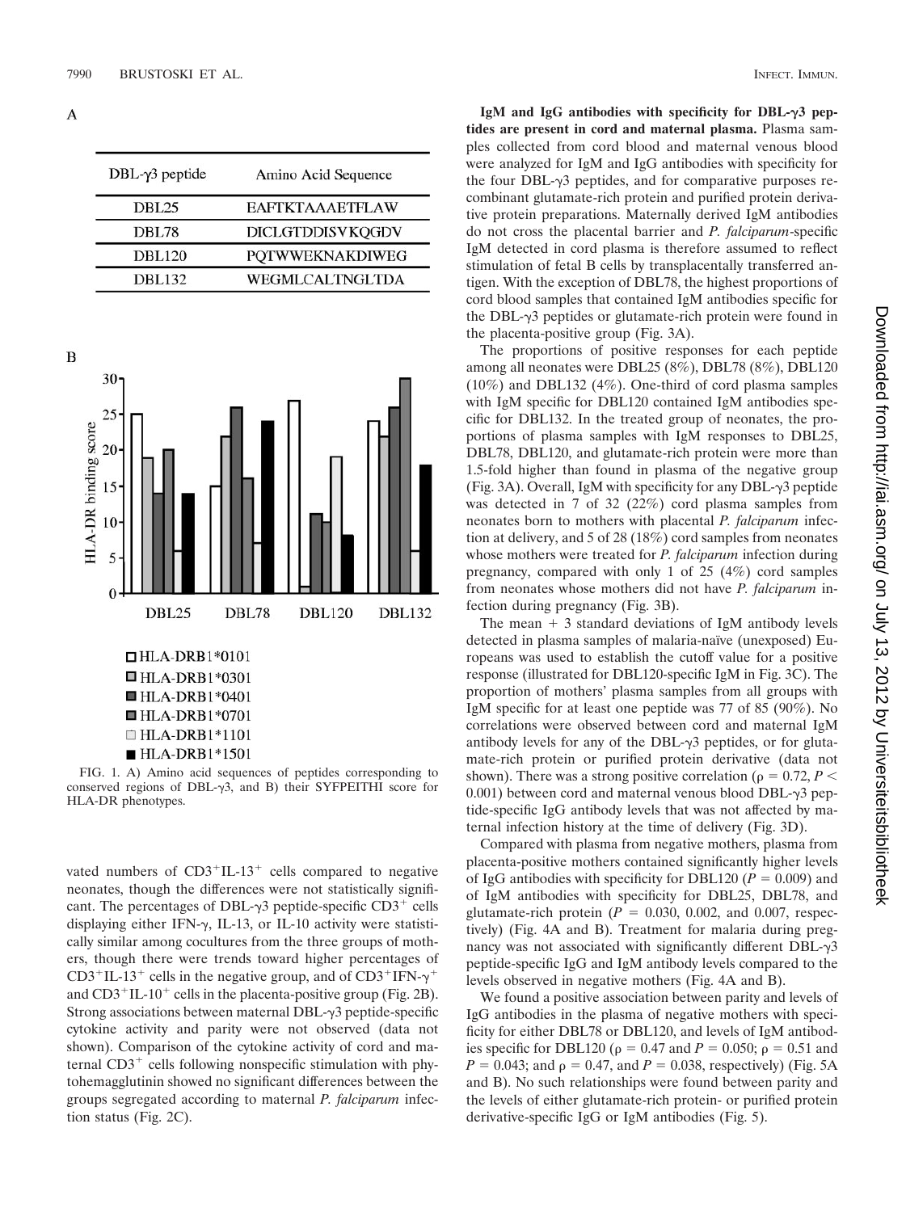A

| DBL-γ3 peptide | Amino Acid Sequence |
|---|---|
| DBL25 | EAFTKTAAAETFLAW |
| DBL78 | DICLGTDDISVKQGDV |
| DBL120 | PQTWWEKNAKDIWEG |
| DBL132 | WEGMLCALTNGLTDA |

B

FIG. 1. A) Amino acid sequences of peptides corresponding to conserved regions of DBL-γ3, and B) their SYFPEITHI score for HLA-DR phenotypes.

vated numbers of $CD3^+IL\text{-}13^+$ cells compared to negative neonates, though the differences were not statistically significant. The percentages of DBL-γ3 peptide-specific $CD3^+$ cells displaying either IFN-γ, IL-13, or IL-10 activity were statistically similar among cocultures from the three groups of mothers, though there were trends toward higher percentages of $CD3^+IL\text{-}13^+$ cells in the negative group, and of $CD3^+IFN\text{-}\gamma^+$ and $CD3^+IL\text{-}10^+$ cells in the placenta-positive group (Fig. 2B). Strong associations between maternal DBL-γ3 peptide-specific cytokine activity and parity were not observed (data not shown). Comparison of the cytokine activity of cord and maternal $CD3^+$ cells following nonspecific stimulation with phytohemagglutinin showed no significant differences between the groups segregated according to maternal *P. falciparum* infection status (Fig. 2C).

**IgM and IgG antibodies with specificity for DBL-γ3 peptides are present in cord and maternal plasma.** Plasma samples collected from cord blood and maternal venous blood were analyzed for IgM and IgG antibodies with specificity for the four DBL-γ3 peptides, and for comparative purposes recombinant glutamate-rich protein and purified protein derivative protein preparations. Maternally derived IgM antibodies do not cross the placental barrier and *P. falciparum*-specific IgM detected in cord plasma is therefore assumed to reflect stimulation of fetal B cells by transplacentally transferred antigen. With the exception of DBL78, the highest proportions of cord blood samples that contained IgM antibodies specific for the DBL-γ3 peptides or glutamate-rich protein were found in the placenta-positive group (Fig. 3A).

The proportions of positive responses for each peptide among all neonates were DBL25 (8%), DBL78 (8%), DBL120 (10%) and DBL132 (4%). One-third of cord plasma samples with IgM specific for DBL120 contained IgM antibodies specific for DBL132. In the treated group of neonates, the proportions of plasma samples with IgM responses to DBL25, DBL78, DBL120, and glutamate-rich protein were more than 1.5-fold higher than found in plasma of the negative group (Fig. 3A). Overall, IgM with specificity for any DBL-γ3 peptide was detected in 7 of 32 (22%) cord plasma samples from neonates born to mothers with placental *P. falciparum* infection at delivery, and 5 of 28 (18%) cord samples from neonates whose mothers were treated for *P. falciparum* infection during pregnancy, compared with only 1 of 25 (4%) cord samples from neonates whose mothers did not have *P. falciparum* infection during pregnancy (Fig. 3B).

The mean + 3 standard deviations of IgM antibody levels detected in plasma samples of malaria-naïve (unexposed) Europeans was used to establish the cutoff value for a positive response (illustrated for DBL120-specific IgM in Fig. 3C). The proportion of mothers' plasma samples from all groups with IgM specific for at least one peptide was 77 of 85 (90%). No correlations were observed between cord and maternal IgM antibody levels for any of the DBL-γ3 peptides, or for glutamate-rich protein or purified protein derivative (data not shown). There was a strong positive correlation ($\rho = 0.72$, $P < 0.001$) between cord and maternal venous blood DBL-γ3 peptide-specific IgG antibody levels that was not affected by maternal infection history at the time of delivery (Fig. 3D).

Compared with plasma from negative mothers, plasma from placenta-positive mothers contained significantly higher levels of IgG antibodies with specificity for DBL120 ($P = 0.009$) and of IgM antibodies with specificity for DBL25, DBL78, and glutamate-rich protein ($P = 0.030$, 0.002, and 0.007, respectively) (Fig. 4A and B). Treatment for malaria during pregnancy was not associated with significantly different DBL-γ3 peptide-specific IgG and IgM antibody levels compared to the levels observed in negative mothers (Fig. 4A and B).

We found a positive association between parity and levels of IgG antibodies in the plasma of negative mothers with specificity for either DBL78 or DBL120, and levels of IgM antibodies specific for DBL120 ($\rho = 0.47$ and $P = 0.050$; $\rho = 0.51$ and $P = 0.043$; and $\rho = 0.47$, and $P = 0.038$, respectively) (Fig. 5A and B). No such relationships were found between parity and the levels of either glutamate-rich protein- or purified protein derivative-specific IgG or IgM antibodies (Fig. 5).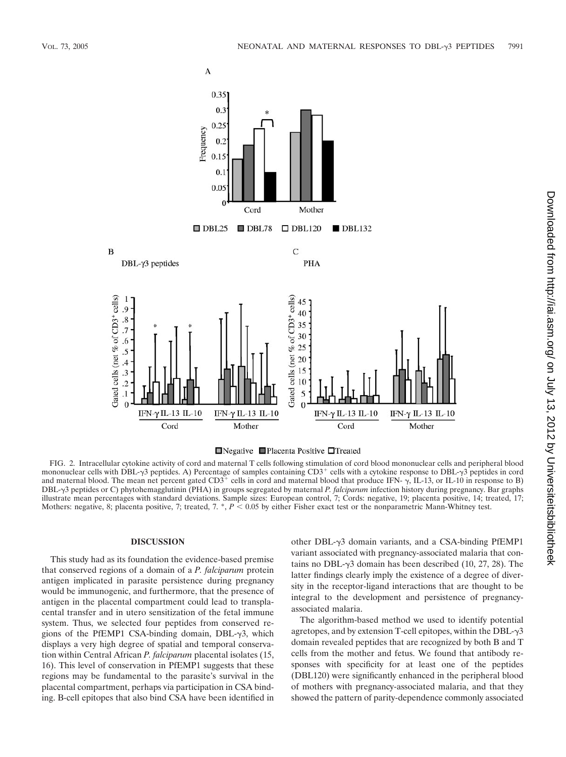FIG. 2. Intracellular cytokine activity of cord and maternal T cells following stimulation of cord blood mononuclear cells and peripheral blood mononuclear cells with DBL-γ3 peptides. A) Percentage of samples containing $CD3^+$ cells with a cytokine response to DBL-γ3 peptides in cord and maternal blood. The mean net percent gated $CD3^+$ cells in cord and maternal blood that produce IFN-γ, IL-13, or IL-10 in response to B) DBL-γ3 peptides or C) phytohemagglutinin (PHA) in groups segregated by maternal *P. falciparum* infection history during pregnancy. Bar graphs illustrate mean percentages with standard deviations. Sample sizes: European control, 7; Cords: negative, 19; placenta positive, 14; treated, 17; Mothers: negative, 8; placenta positive, 7; treated, 7. *, $P < 0.05$ by either Fisher exact test or the nonparametric Mann-Whitney test.

## DISCUSSION

This study had as its foundation the evidence-based premise that conserved regions of a domain of a *P. falciparum* protein antigen implicated in parasite persistence during pregnancy would be immunogenic, and furthermore, that the presence of antigen in the placental compartment could lead to transplacental transfer and in utero sensitization of the fetal immune system. Thus, we selected four peptides from conserved regions of the PfEMP1 CSA-binding domain, DBL-γ3, which displays a very high degree of spatial and temporal conservation within Central African *P. falciparum* placental isolates (15, 16). This level of conservation in PfEMP1 suggests that these regions may be fundamental to the parasite's survival in the placental compartment, perhaps via participation in CSA binding. B-cell epitopes that also bind CSA have been identified in other DBL-γ3 domain variants, and a CSA-binding PfEMP1 variant associated with pregnancy-associated malaria that contains no DBL-γ3 domain has been described (10, 27, 28). The latter findings clearly imply the existence of a degree of diversity in the receptor-ligand interactions that are thought to be integral to the development and persistence of pregnancy-associated malaria.

The algorithm-based method we used to identify potential agretopes, and by extension T-cell epitopes, within the DBL-γ3 domain revealed peptides that are recognized by both B and T cells from the mother and fetus. We found that antibody responses with specificity for at least one of the peptides (DBL120) were significantly enhanced in the peripheral blood of mothers with pregnancy-associated malaria, and that they showed the pattern of parity-dependence commonly associated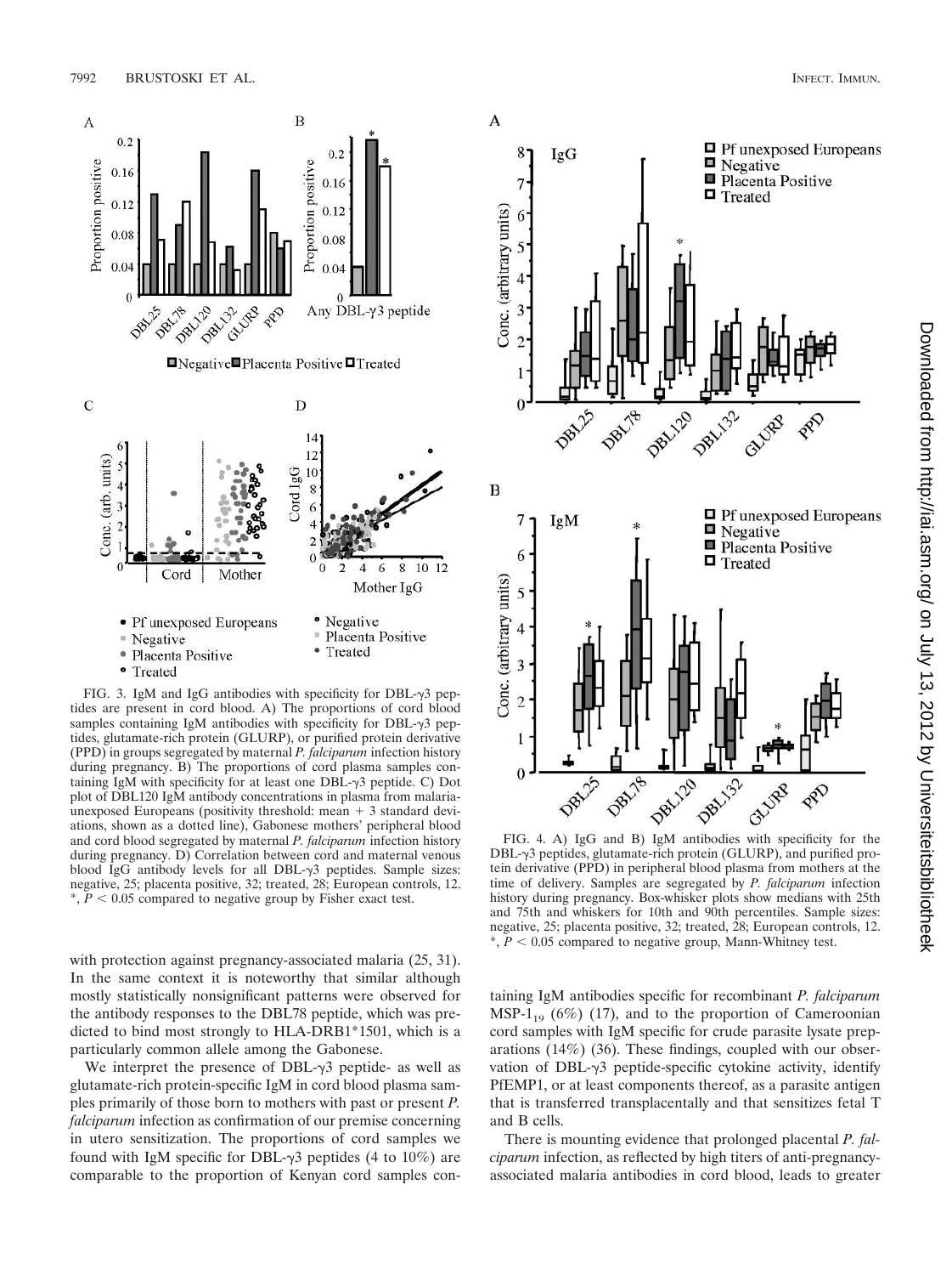FIG. 3. IgM and IgG antibodies with specificity for DBL-γ3 peptides are present in cord blood. A) The proportions of cord blood samples containing IgM antibodies with specificity for DBL-γ3 peptides, glutamate-rich protein (GLURP), or purified protein derivative (PPD) in groups segregated by maternal *P. falciparum* infection history during pregnancy. B) The proportions of cord plasma samples containing IgM with specificity for at least one DBL-γ3 peptide. C) Dot plot of DBL120 IgM antibody concentrations in plasma from malaria-unexposed Europeans (positivity threshold: mean + 3 standard deviations, shown as a dotted line), Gabonese mothers' peripheral blood and cord blood segregated by maternal *P. falciparum* infection history during pregnancy. D) Correlation between cord and maternal venous blood IgG antibody levels for all DBL-γ3 peptides. Sample sizes: negative, 25; placenta positive, 32; treated, 28; European controls, 12. *, $P < 0.05$ compared to negative group by Fisher exact test.

FIG. 4. A) IgG and B) IgM antibodies with specificity for the DBL-γ3 peptides, glutamate-rich protein (GLURP), and purified protein derivative (PPD) in peripheral blood plasma from mothers at the time of delivery. Samples are segregated by *P. falciparum* infection history during pregnancy. Box-whisker plots show medians with 25th and 75th and whiskers for 10th and 90th percentiles. Sample sizes: negative, 25; placenta positive, 32; treated, 28; European controls, 12. *, $P < 0.05$ compared to negative group, Mann-Whitney test.

with protection against pregnancy-associated malaria (25, 31). In the same context it is noteworthy that similar although mostly statistically nonsignificant patterns were observed for the antibody responses to the DBL78 peptide, which was predicted to bind most strongly to HLA-DRB1*1501, which is a particularly common allele among the Gabonese.

We interpret the presence of DBL-γ3 peptide- as well as glutamate-rich protein-specific IgM in cord blood plasma samples primarily of those born to mothers with past or present *P. falciparum* infection as confirmation of our premise concerning in utero sensitization. The proportions of cord samples we found with IgM specific for DBL-γ3 peptides (4 to 10%) are comparable to the proportion of Kenyan cord samples containing IgM antibodies specific for recombinant *P. falciparum* $MSP\text{-}1_{19}$ (6%) (17), and to the proportion of Cameroonian cord samples with IgM specific for crude parasite lysate preparations (14%) (36). These findings, coupled with our observation of DBL-γ3 peptide-specific cytokine activity, identify PfEMP1, or at least components thereof, as a parasite antigen that is transferred transplacentally and that sensitizes fetal T and B cells.

There is mounting evidence that prolonged placental *P. falciparum* infection, as reflected by high titers of anti-pregnancy-associated malaria antibodies in cord blood, leads to greater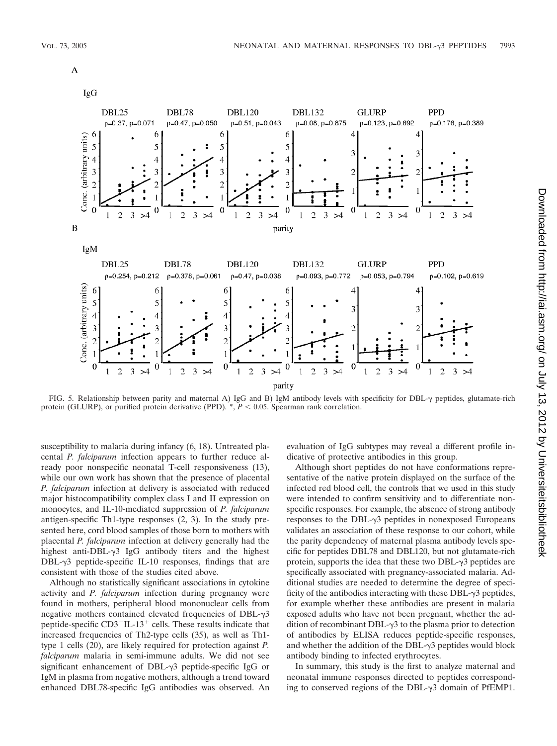FIG. 5. Relationship between parity and maternal A) IgG and B) IgM antibody levels with specificity for DBL-γ peptides, glutamate-rich protein (GLURP), or purified protein derivative (PPD). *, $P < 0.05$. Spearman rank correlation.

susceptibility to malaria during infancy (6, 18). Untreated placental *P. falciparum* infection appears to further reduce already poor nonspecific neonatal T-cell responsiveness (13), while our own work has shown that the presence of placental *P. falciparum* infection at delivery is associated with reduced major histocompatibility complex class I and II expression on monocytes, and IL-10-mediated suppression of *P. falciparum* antigen-specific Th1-type responses (2, 3). In the study presented here, cord blood samples of those born to mothers with placental *P. falciparum* infection at delivery generally had the highest anti-DBL-γ3 IgG antibody titers and the highest DBL-γ3 peptide-specific IL-10 responses, findings that are consistent with those of the studies cited above.

Although no statistically significant associations in cytokine activity and *P. falciparum* infection during pregnancy were found in mothers, peripheral blood mononuclear cells from negative mothers contained elevated frequencies of DBL-γ3 peptide-specific $CD3^{+}IL\text{-}13^{+}$ cells. These results indicate that increased frequencies of Th2-type cells (35), as well as Th1-type 1 cells (20), are likely required for protection against *P. falciparum* malaria in semi-immune adults. We did not see significant enhancement of DBL-γ3 peptide-specific IgG or IgM in plasma from negative mothers, although a trend toward enhanced DBL78-specific IgG antibodies was observed. An evaluation of IgG subtypes may reveal a different profile indicative of protective antibodies in this group.

Although short peptides do not have conformations representative of the native protein displayed on the surface of the infected red blood cell, the controls that we used in this study were intended to confirm sensitivity and to differentiate nonspecific responses. For example, the absence of strong antibody responses to the DBL-γ3 peptides in nonexposed Europeans validates an association of these response to our cohort, while the parity dependency of maternal plasma antibody levels specific for peptides DBL78 and DBL120, but not glutamate-rich protein, supports the idea that these two DBL-γ3 peptides are specifically associated with pregnancy-associated malaria. Additional studies are needed to determine the degree of specificity of the antibodies interacting with these DBL-γ3 peptides, for example whether these antibodies are present in malaria exposed adults who have not been pregnant, whether the addition of recombinant DBL-γ3 to the plasma prior to detection of antibodies by ELISA reduces peptide-specific responses, and whether the addition of the DBL-γ3 peptides would block antibody binding to infected erythrocytes.

In summary, this study is the first to analyze maternal and neonatal immune responses directed to peptides corresponding to conserved regions of the DBL-γ3 domain of PfEMP1.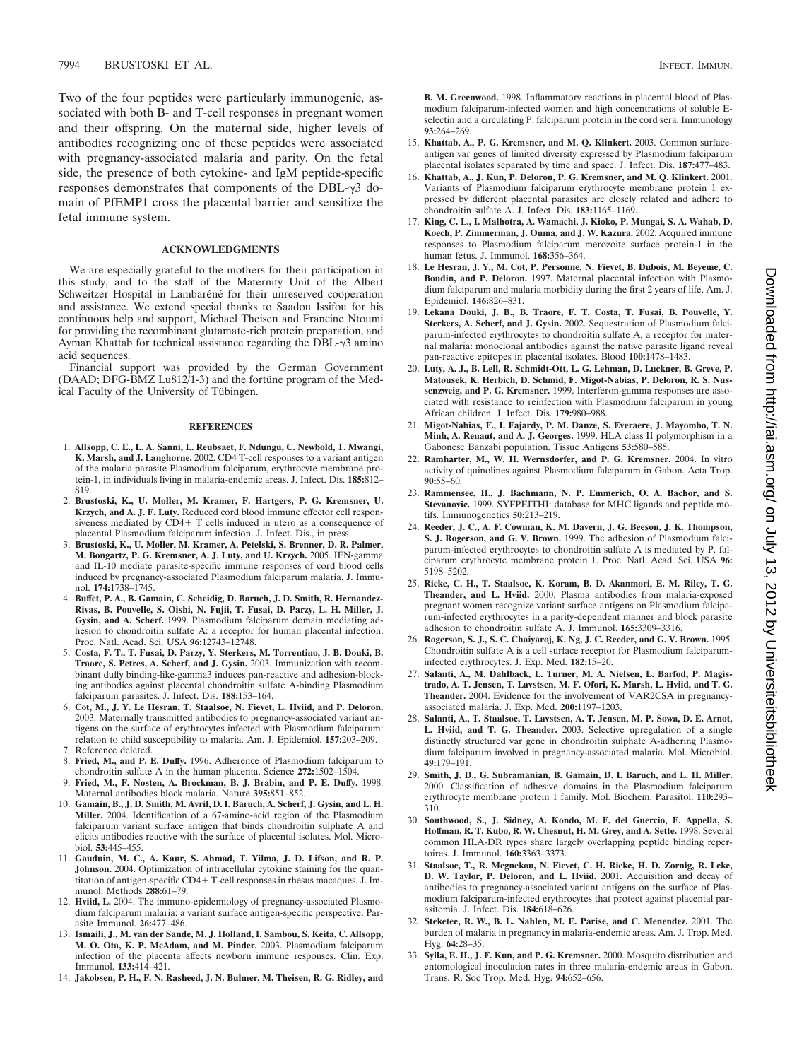Two of the four peptides were particularly immunogenic, associated with both B- and T-cell responses in pregnant women and their offspring. On the maternal side, higher levels of antibodies recognizing one of these peptides were associated with pregnancy-associated malaria and parity. On the fetal side, the presence of both cytokine- and IgM peptide-specific responses demonstrates that components of the DBL-γ3 domain of PfEMP1 cross the placental barrier and sensitize the fetal immune system.

## ACKNOWLEDGMENTS

We are especially grateful to the mothers for their participation in this study, and to the staff of the Maternity Unit of the Albert Schweitzer Hospital in Lambaréné for their unreserved cooperation and assistance. We extend special thanks to Saadou Issifou for his continuous help and support, Michael Theisen and Francine Ntoumi for providing the recombinant glutamate-rich protein preparation, and Ayman Khattab for technical assistance regarding the DBL-γ3 amino acid sequences.

Financial support was provided by the German Government (DAAD; DFG-BMZ Lu812/1-3) and the fortüne program of the Medical Faculty of the University of Tübingen.

## REFERENCES

1. **Allsopp, C. E., L. A. Sanni, L. Reubsaet, F. Ndungu, C. Newbold, T. Mwangi, K. Marsh, and J. Langhorne.** 2002. CD4 T-cell responses to a variant antigen of the malaria parasite Plasmodium falciparum, erythrocyte membrane protein-1, in individuals living in malaria-endemic areas. J. Infect. Dis. **185:**812–819.
2. **Brustoski, K., U. Moller, M. Kramer, F. Hartgers, P. G. Kremsner, U. Krzych, and A. J. F. Luty.** Reduced cord blood immune effector cell responsiveness mediated by CD4+ T cells induced in utero as a consequence of placental Plasmodium falciparum infection. J. Infect. Dis., in press.
3. **Brustoski, K., U. Moller, M. Kramer, A. Petelski, S. Brenner, D. R. Palmer, M. Bongartz, P. G. Kremsner, A. J. Luty, and U. Krzych.** 2005. IFN-gamma and IL-10 mediate parasite-specific immune responses of cord blood cells induced by pregnancy-associated Plasmodium falciparum malaria. J. Immunol. **174:**1738–1745.
4. **Buffet, P. A., B. Gamain, C. Scheidig, D. Baruch, J. D. Smith, R. Hernandez-Rivas, B. Pouvelle, S. Oishi, N. Fujii, T. Fusai, D. Parzy, L. H. Miller, J. Gysin, and A. Scherf.** 1999. Plasmodium falciparum domain mediating adhesion to chondroitin sulfate A: a receptor for human placental infection. Proc. Natl. Acad. Sci. USA **96:**12743–12748.
5. **Costa, F. T., T. Fusai, D. Parzy, Y. Sterkers, M. Torrentino, J. B. Douki, B. Traore, S. Petres, A. Scherf, and J. Gysin.** 2003. Immunization with recombinant duffy binding-like-gamma3 induces pan-reactive and adhesion-blocking antibodies against placental chondroitin sulfate A-binding Plasmodium falciparum parasites. J. Infect. Dis. **188:**153–164.
6. **Cot, M., J. Y. Le Hesran, T. Staalsoe, N. Fievet, L. Hviid, and P. Deloron.** 2003. Maternally transmitted antibodies to pregnancy-associated variant antigens on the surface of erythrocytes infected with Plasmodium falciparum: relation to child susceptibility to malaria. Am. J. Epidemiol. **157:**203–209.
7. Reference deleted.
8. **Fried, M., and P. E. Duffy.** 1996. Adherence of Plasmodium falciparum to chondroitin sulfate A in the human placenta. Science **272:**1502–1504.
9. **Fried, M., F. Nosten, A. Brockman, B. J. Brabin, and P. E. Duffy.** 1998. Maternal antibodies block malaria. Nature **395:**851–852.
10. **Gamain, B., J. D. Smith, M. Avril, D. I. Baruch, A. Scherf, J. Gysin, and L. H. Miller.** 2004. Identification of a 67-amino-acid region of the Plasmodium falciparum variant surface antigen that binds chondroitin sulphate A and elicits antibodies reactive with the surface of placental isolates. Mol. Microbiol. **53:**445–455.
11. **Gauduin, M. C., A. Kaur, S. Ahmad, T. Yilma, J. D. Lifson, and R. P. Johnson.** 2004. Optimization of intracellular cytokine staining for the quantitation of antigen-specific CD4+ T-cell responses in rhesus macaques. J. Immunol. Methods **288:**61–79.
12. **Hviid, L.** 2004. The immuno-epidemiology of pregnancy-associated Plasmodium falciparum malaria: a variant surface antigen-specific perspective. Parasite Immunol. **26:**477–486.
13. **Ismaili, J., M. van der Sande, M. J. Holland, I. Sambou, S. Keita, C. Allsopp, M. O. Ota, K. P. McAdam, and M. Pinder.** 2003. Plasmodium falciparum infection of the placenta affects newborn immune responses. Clin. Exp. Immunol. **133:**414–421.
14. **Jakobsen, P. H., F. N. Rasheed, J. N. Bulmer, M. Theisen, R. G. Ridley, and B. M. Greenwood.** 1998. Inflammatory reactions in placental blood of Plasmodium falciparum-infected women and high concentrations of soluble E-selectin and a circulating P. falciparum protein in the cord sera. Immunology **93:**264–269.
15. **Khattab, A., P. G. Kremsner, and M. Q. Klinkert.** 2003. Common surface-antigen var genes of limited diversity expressed by Plasmodium falciparum placental isolates separated by time and space. J. Infect. Dis. **187:**477–483.
16. **Khattab, A., J. Kun, P. Deloron, P. G. Kremsner, and M. Q. Klinkert.** 2001. Variants of Plasmodium falciparum erythrocyte membrane protein 1 expressed by different placental parasites are closely related and adhere to chondroitin sulfate A. J. Infect. Dis. **183:**1165–1169.
17. **King, C. L., I. Malhotra, A. Wamachi, J. Kioko, P. Mungai, S. A. Wahab, D. Koech, P. Zimmerman, J. Ouma, and J. W. Kazura.** 2002. Acquired immune responses to Plasmodium falciparum merozoite surface protein-1 in the human fetus. J. Immunol. **168:**356–364.
18. **Le Hesran, J. Y., M. Cot, P. Personne, N. Fievet, B. Dubois, M. Beyeme, C. Boudin, and P. Deloron.** 1997. Maternal placental infection with Plasmodium falciparum and malaria morbidity during the first 2 years of life. Am. J. Epidemiol. **146:**826–831.
19. **Lekana Douki, J. B., B. Traore, F. T. Costa, T. Fusai, B. Pouvelle, Y. Sterkers, A. Scherf, and J. Gysin.** 2002. Sequestration of Plasmodium falciparum-infected erythrocytes to chondroitin sulfate A, a receptor for maternal malaria: monoclonal antibodies against the native parasite ligand reveal pan-reactive epitopes in placental isolates. Blood **100:**1478–1483.
20. **Luty, A. J., B. Lell, R. Schmidt-Ott, L. G. Lehman, D. Luckner, B. Greve, P. Matousek, K. Herbich, D. Schmid, F. Migot-Nabias, P. Deloron, R. S. Nussenzweig, and P. G. Kremsner.** 1999. Interferon-gamma responses are associated with resistance to reinfection with Plasmodium falciparum in young African children. J. Infect. Dis. **179:**980–988.
21. **Migot-Nabias, F., I. Fajardy, P. M. Danze, S. Everaere, J. Mayombo, T. N. Minh, A. Renaut, and A. J. Georges.** 1999. HLA class II polymorphism in a Gabonese Banzabi population. Tissue Antigens **53:**580–585.
22. **Ramharter, M., W. H. Wernsdorfer, and P. G. Kremsner.** 2004. In vitro activity of quinolines against Plasmodium falciparum in Gabon. Acta Trop. **90:**55–60.
23. **Rammensee, H., J. Bachmann, N. P. Emmerich, O. A. Bachor, and S. Stevanovic.** 1999. SYFPEITHI: database for MHC ligands and peptide motifs. Immunogenetics **50:**213–219.
24. **Reeder, J. C., A. F. Cowman, K. M. Davern, J. G. Beeson, J. K. Thompson, S. J. Rogerson, and G. V. Brown.** 1999. The adhesion of Plasmodium falciparum-infected erythrocytes to chondroitin sulfate A is mediated by P. falciparum erythrocyte membrane protein 1. Proc. Natl. Acad. Sci. USA **96:**5198–5202.
25. **Ricke, C. H., T. Staalsoe, K. Koram, B. D. Akanmori, E. M. Riley, T. G. Theander, and L. Hviid.** 2000. Plasma antibodies from malaria-exposed pregnant women recognize variant surface antigens on Plasmodium falciparum-infected erythrocytes in a parity-dependent manner and block parasite adhesion to chondroitin sulfate A. J. Immunol. **165:**3309–3316.
26. **Rogerson, S. J., S. C. Chaiyaroj, K. Ng, J. C. Reeder, and G. V. Brown.** 1995. Chondroitin sulfate A is a cell surface receptor for Plasmodium falciparum-infected erythrocytes. J. Exp. Med. **182:**15–20.
27. **Salanti, A., M. Dahlback, L. Turner, M. A. Nielsen, L. Barfod, P. Magistrado, A. T. Jensen, T. Lavstsen, M. F. Ofori, K. Marsh, L. Hviid, and T. G. Theander.** 2004. Evidence for the involvement of VAR2CSA in pregnancy-associated malaria. J. Exp. Med. **200:**1197–1203.
28. **Salanti, A., T. Staalsoe, T. Lavstsen, A. T. Jensen, M. P. Sowa, D. E. Arnot, L. Hviid, and T. G. Theander.** 2003. Selective upregulation of a single distinctly structured var gene in chondroitin sulphate A-adhering Plasmodium falciparum involved in pregnancy-associated malaria. Mol. Microbiol. **49:**179–191.
29. **Smith, J. D., G. Subramanian, B. Gamain, D. I. Baruch, and L. H. Miller.** 2000. Classification of adhesive domains in the Plasmodium falciparum erythrocyte membrane protein 1 family. Mol. Biochem. Parasitol. **110:**293–310.
30. **Southwood, S., J. Sidney, A. Kondo, M. F. del Guercio, E. Appella, S. Hoffman, R. T. Kubo, R. W. Chesnut, H. M. Grey, and A. Sette.** 1998. Several common HLA-DR types share largely overlapping peptide binding repertoires. J. Immunol. **160:**3363–3373.
31. **Staalsoe, T., R. Megnekou, N. Fievet, C. H. Ricke, H. D. Zornig, R. Leke, D. W. Taylor, P. Deloron, and L. Hviid.** 2001. Acquisition and decay of antibodies to pregnancy-associated variant antigens on the surface of Plasmodium falciparum-infected erythrocytes that protect against placental parasitemia. J. Infect. Dis. **184:**618–626.
32. **Steketee, R. W., B. L. Nahlen, M. E. Parise, and C. Menendez.** 2001. The burden of malaria in pregnancy in malaria-endemic areas. Am. J. Trop. Med. Hyg. **64:**28–35.
33. **Sylla, E. H., J. F. Kun, and P. G. Kremsner.** 2000. Mosquito distribution and entomological inoculation rates in three malaria-endemic areas in Gabon. Trans. R. Soc Trop. Med. Hyg. **94:**652–656.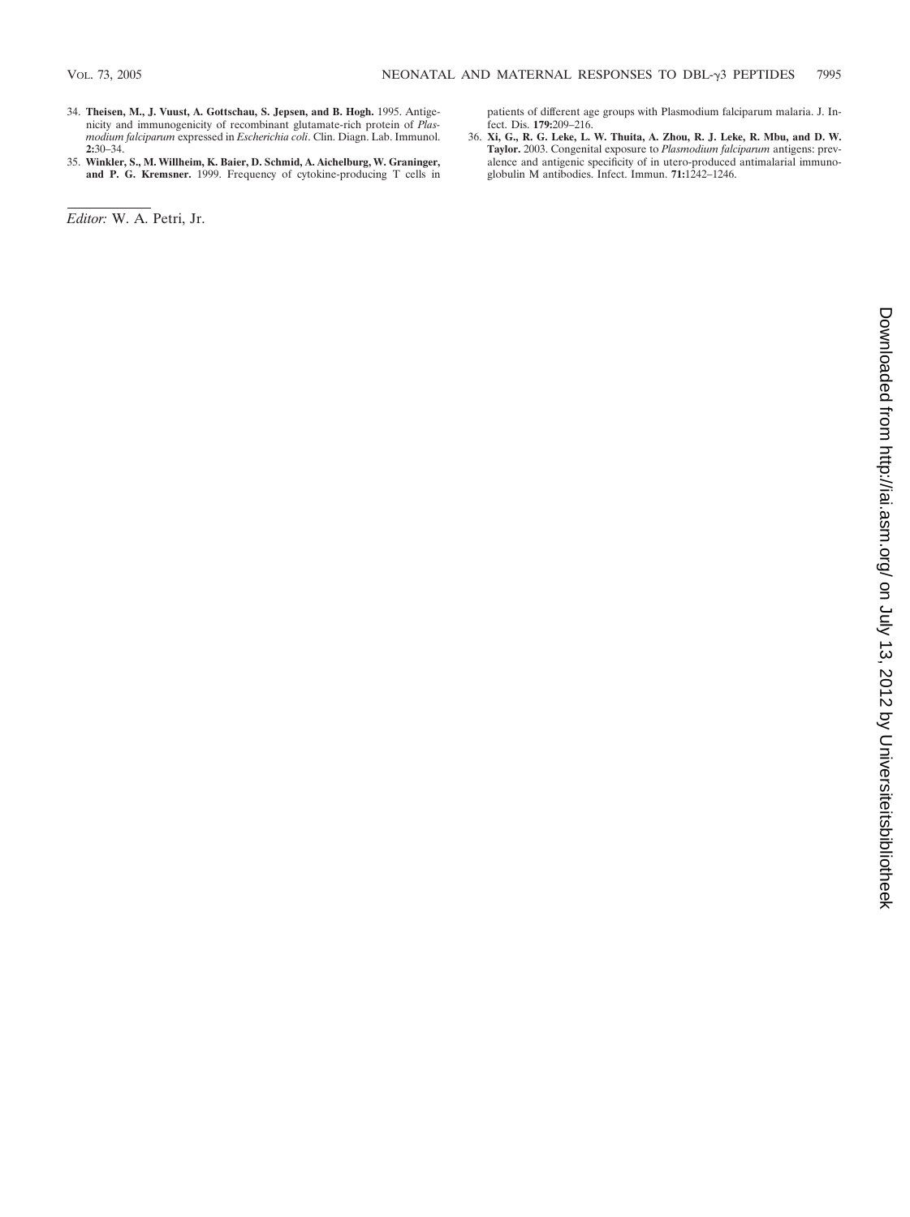34. **Theisen, M., J. Vuust, A. Gottschau, S. Jepsen, and B. Hogh.** 1995. Antigenicity and immunogenicity of recombinant glutamate-rich protein of *Plasmodium falciparum* expressed in *Escherichia coli*. Clin. Diagn. Lab. Immunol. **2:**30–34.
35. **Winkler, S., M. Willheim, K. Baier, D. Schmid, A. Aichelburg, W. Graninger, and P. G. Kremsner.** 1999. Frequency of cytokine-producing T cells in patients of different age groups with Plasmodium falciparum malaria. J. Infect. Dis. **179:**209–216.
36. **Xi, G., R. G. Leke, L. W. Thuita, A. Zhou, R. J. Leke, R. Mbu, and D. W. Taylor.** 2003. Congenital exposure to *Plasmodium falciparum* antigens: prevalence and antigenic specificity of in utero-produced antimalarial immunoglobulin M antibodies. Infect. Immun. **71:**1242–1246.

*Editor:* W. A. Petri, Jr.